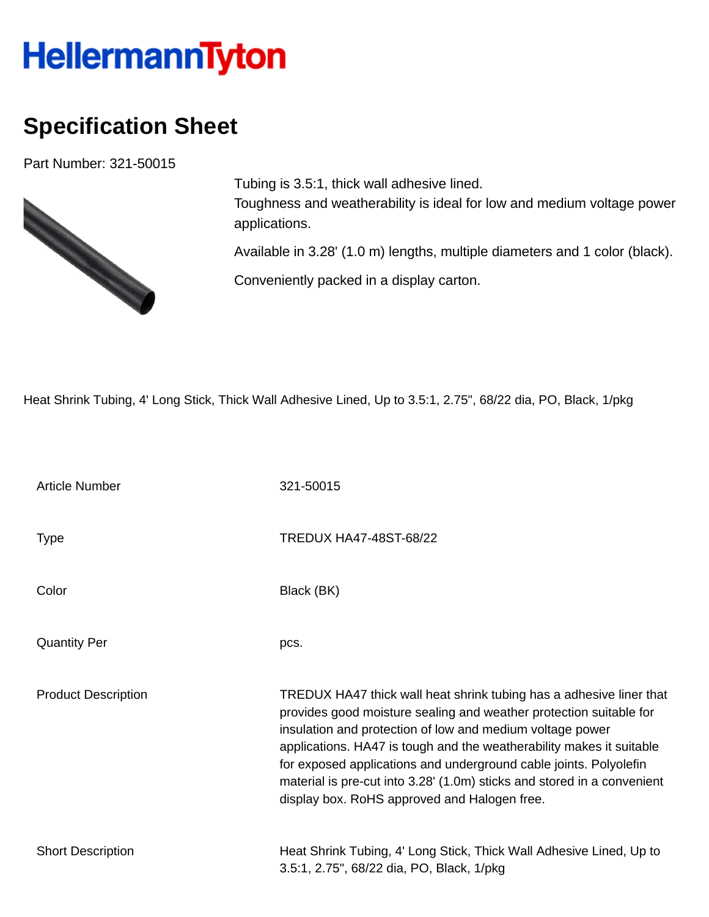# HellermannTyton

## Specification Sheet

Part Number: 321-50015

Tubing is 3.5:1, thick wall adhesive lined.
Toughness and weatherability is ideal for low and medium voltage power applications.

Available in 3.28' (1.0 m) lengths, multiple diameters and 1 color (black).

Conveniently packed in a display carton.

Heat Shrink Tubing, 4' Long Stick, Thick Wall Adhesive Lined, Up to 3.5:1, 2.75", 68/22 dia, PO, Black, 1/pkg

| | |
|---|---|
| Article Number | 321-50015 |
| Type | TREDUX HA47-48ST-68/22 |
| Color | Black (BK) |
| Quantity Per | pcs. |
| Product Description | TREDUX HA47 thick wall heat shrink tubing has a adhesive liner that provides good moisture sealing and weather protection suitable for insulation and protection of low and medium voltage power applications. HA47 is tough and the weatherability makes it suitable for exposed applications and underground cable joints. Polyolefin material is pre-cut into 3.28' (1.0m) sticks and stored in a convenient display box. RoHS approved and Halogen free. |
| Short Description | Heat Shrink Tubing, 4' Long Stick, Thick Wall Adhesive Lined, Up to 3.5:1, 2.75", 68/22 dia, PO, Black, 1/pkg |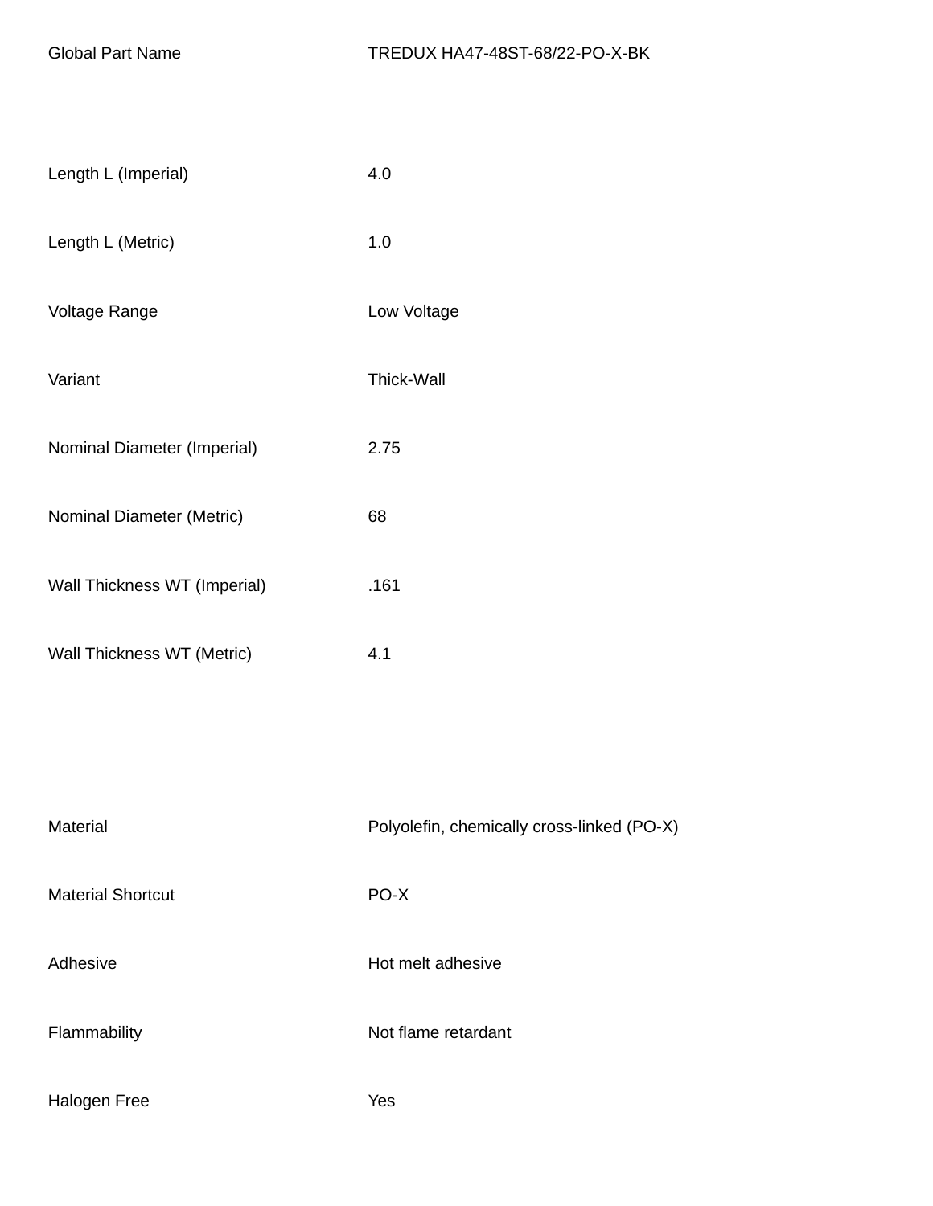| | |
|---|---|
| Global Part Name | TREDUX HA47-48ST-68/22-PO-X-BK |
| Length L (Imperial) | 4.0 |
| Length L (Metric) | 1.0 |
| Voltage Range | Low Voltage |
| Variant | Thick-Wall |
| Nominal Diameter (Imperial) | 2.75 |
| Nominal Diameter (Metric) | 68 |
| Wall Thickness WT (Imperial) | .161 |
| Wall Thickness WT (Metric) | 4.1 |
| Material | Polyolefin, chemically cross-linked (PO-X) |
| Material Shortcut | PO-X |
| Adhesive | Hot melt adhesive |
| Flammability | Not flame retardant |
| Halogen Free | Yes |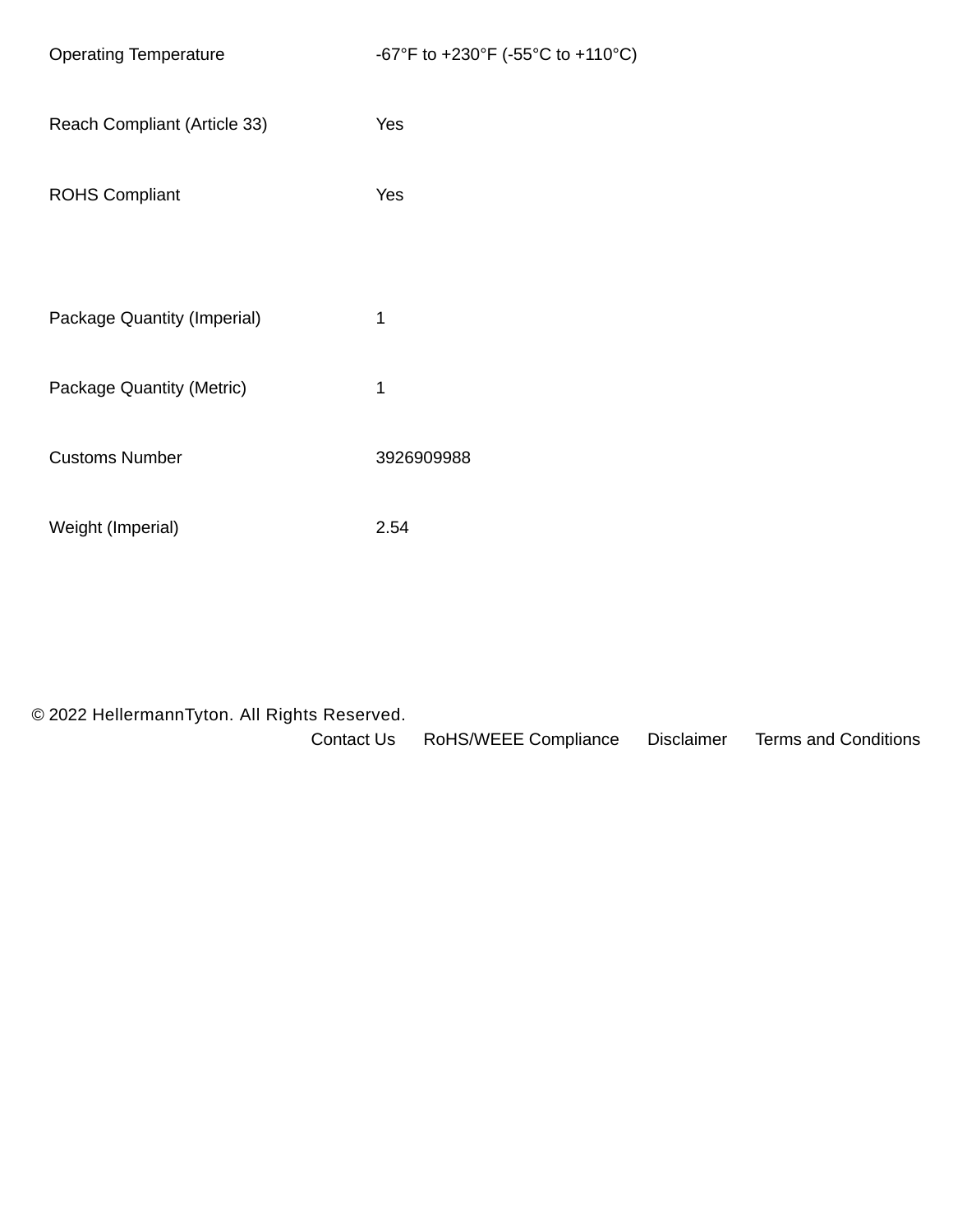| | |
|---|---|
| Operating Temperature | -67°F to +230°F (-55°C to +110°C) |
| Reach Compliant (Article 33) | Yes |
| ROHS Compliant | Yes |

| | |
|---|---|
| Package Quantity (Imperial) | 1 |
| Package Quantity (Metric) | 1 |
| Customs Number | 3926909988 |
| Weight (Imperial) | 2.54 |

© 2022 HellermannTyton. All Rights Reserved.

Contact Us RoHS/WEEE Compliance Disclaimer Terms and Conditions